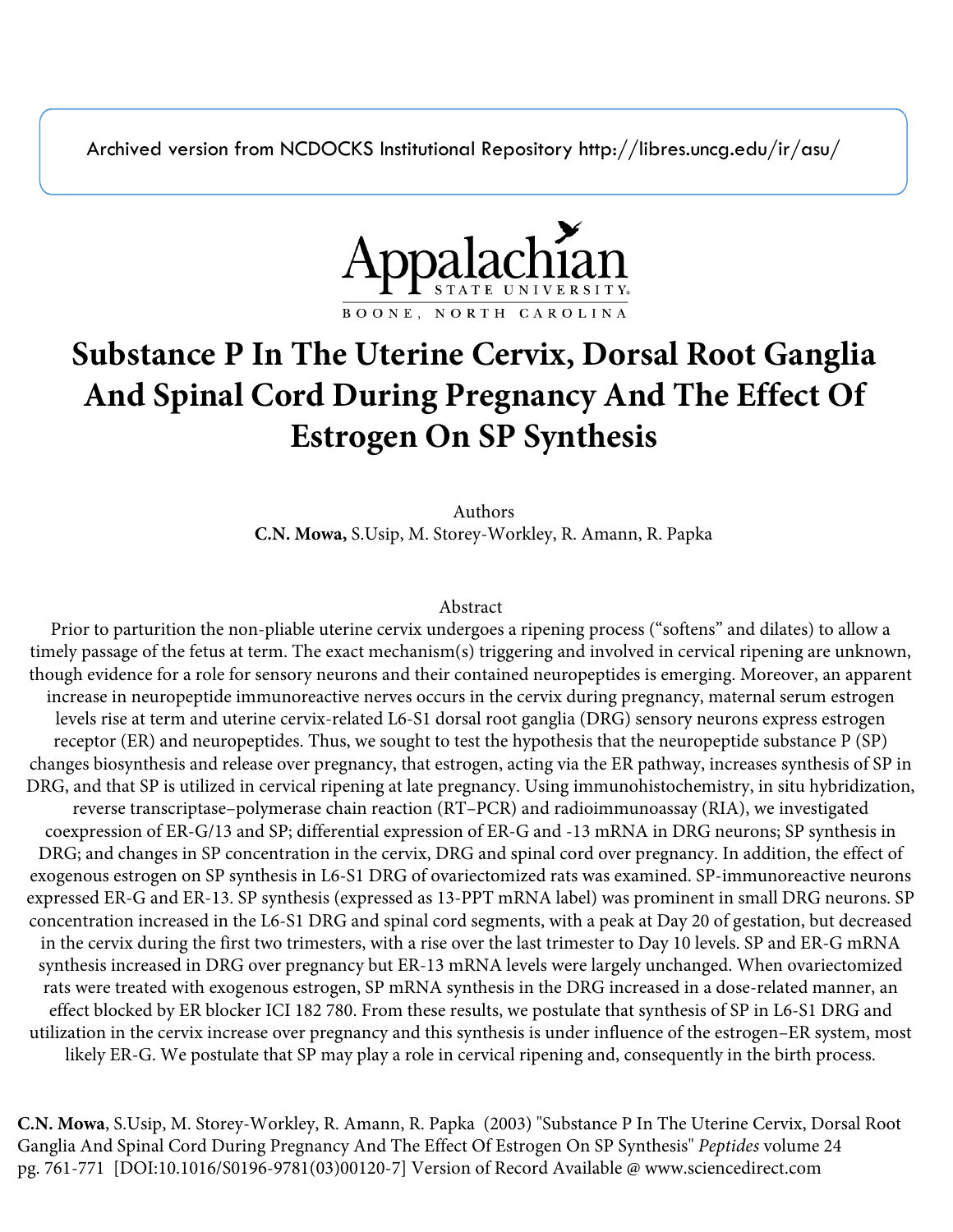Archived version from NCDOCKS Institutional Repository http://libres.uncg.edu/ir/asu/

Appalachian STATE UNIVERSITY

BOONE, NORTH CAROLINA

# Substance P In The Uterine Cervix, Dorsal Root Ganglia And Spinal Cord During Pregnancy And The Effect Of Estrogen On SP Synthesis

Authors

**C.N. Mowa,** S.Usip, M. Storey-Workley, R. Amann, R. Papka

Abstract

Prior to parturition the non-pliable uterine cervix undergoes a ripening process ("softens" and dilates) to allow a timely passage of the fetus at term. The exact mechanism(s) triggering and involved in cervical ripening are unknown, though evidence for a role for sensory neurons and their contained neuropeptides is emerging. Moreover, an apparent increase in neuropeptide immunoreactive nerves occurs in the cervix during pregnancy, maternal serum estrogen levels rise at term and uterine cervix-related L6-S1 dorsal root ganglia (DRG) sensory neurons express estrogen receptor (ER) and neuropeptides. Thus, we sought to test the hypothesis that the neuropeptide substance P (SP) changes biosynthesis and release over pregnancy, that estrogen, acting via the ER pathway, increases synthesis of SP in DRG, and that SP is utilized in cervical ripening at late pregnancy. Using immunohistochemistry, in situ hybridization, reverse transcriptase–polymerase chain reaction (RT–PCR) and radioimmunoassay (RIA), we investigated coexpression of ER-G/13 and SP; differential expression of ER-G and -13 mRNA in DRG neurons; SP synthesis in DRG; and changes in SP concentration in the cervix, DRG and spinal cord over pregnancy. In addition, the effect of exogenous estrogen on SP synthesis in L6-S1 DRG of ovariectomized rats was examined. SP-immunoreactive neurons expressed ER-G and ER-13. SP synthesis (expressed as 13-PPT mRNA label) was prominent in small DRG neurons. SP concentration increased in the L6-S1 DRG and spinal cord segments, with a peak at Day 20 of gestation, but decreased in the cervix during the first two trimesters, with a rise over the last trimester to Day 10 levels. SP and ER-G mRNA synthesis increased in DRG over pregnancy but ER-13 mRNA levels were largely unchanged. When ovariectomized rats were treated with exogenous estrogen, SP mRNA synthesis in the DRG increased in a dose-related manner, an effect blocked by ER blocker ICI 182 780. From these results, we postulate that synthesis of SP in L6-S1 DRG and utilization in the cervix increase over pregnancy and this synthesis is under influence of the estrogen–ER system, most likely ER-G. We postulate that SP may play a role in cervical ripening and, consequently in the birth process.

**C.N. Mowa**, S.Usip, M. Storey-Workley, R. Amann, R. Papka (2003) "Substance P In The Uterine Cervix, Dorsal Root Ganglia And Spinal Cord During Pregnancy And The Effect Of Estrogen On SP Synthesis" *Peptides* volume 24 pg. 761-771 [DOI:10.1016/S0196-9781(03)00120-7] Version of Record Available @ www.sciencedirect.com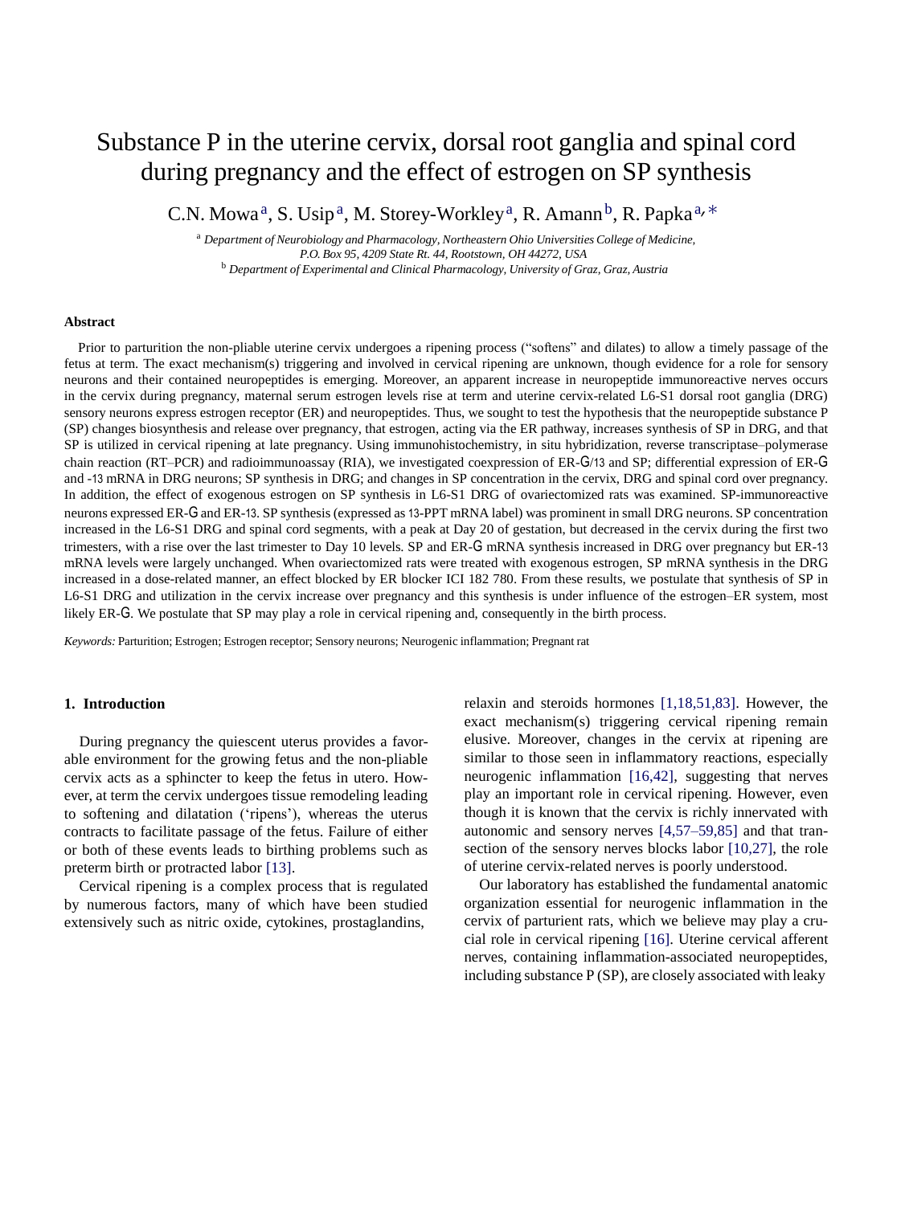# Substance P in the uterine cervix, dorsal root ganglia and spinal cord during pregnancy and the effect of estrogen on SP synthesis

C.N. Mowa [a], S. Usip [a], M. Storey-Workley [a], R. Amann [b], R. Papka [a,*]

[a] *Department of Neurobiology and Pharmacology, Northeastern Ohio Universities College of Medicine, P.O. Box 95, 4209 State Rt. 44, Rootstown, OH 44272, USA*

[b] *Department of Experimental and Clinical Pharmacology, University of Graz, Graz, Austria*

## Abstract

Prior to parturition the non-pliable uterine cervix undergoes a ripening process ("softens" and dilates) to allow a timely passage of the fetus at term. The exact mechanism(s) triggering and involved in cervical ripening are unknown, though evidence for a role for sensory neurons and their contained neuropeptides is emerging. Moreover, an apparent increase in neuropeptide immunoreactive nerves occurs in the cervix during pregnancy, maternal serum estrogen levels rise at term and uterine cervix-related L6-S1 dorsal root ganglia (DRG) sensory neurons express estrogen receptor (ER) and neuropeptides. Thus, we sought to test the hypothesis that the neuropeptide substance P (SP) changes biosynthesis and release over pregnancy, that estrogen, acting via the ER pathway, increases synthesis of SP in DRG, and that SP is utilized in cervical ripening at late pregnancy. Using immunohistochemistry, in situ hybridization, reverse transcriptase–polymerase chain reaction (RT–PCR) and radioimmunoassay (RIA), we investigated coexpression of ER-G/13 and SP; differential expression of ER-G and -13 mRNA in DRG neurons; SP synthesis in DRG; and changes in SP concentration in the cervix, DRG and spinal cord over pregnancy. In addition, the effect of exogenous estrogen on SP synthesis in L6-S1 DRG of ovariectomized rats was examined. SP-immunoreactive neurons expressed ER-G and ER-13. SP synthesis (expressed as 13-PPT mRNA label) was prominent in small DRG neurons. SP concentration increased in the L6-S1 DRG and spinal cord segments, with a peak at Day 20 of gestation, but decreased in the cervix during the first two trimesters, with a rise over the last trimester to Day 10 levels. SP and ER-G mRNA synthesis increased in DRG over pregnancy but ER-13 mRNA levels were largely unchanged. When ovariectomized rats were treated with exogenous estrogen, SP mRNA synthesis in the DRG increased in a dose-related manner, an effect blocked by ER blocker ICI 182 780. From these results, we postulate that synthesis of SP in L6-S1 DRG and utilization in the cervix increase over pregnancy and this synthesis is under influence of the estrogen–ER system, most likely ER-G. We postulate that SP may play a role in cervical ripening and, consequently in the birth process.

*Keywords:* Parturition; Estrogen; Estrogen receptor; Sensory neurons; Neurogenic inflammation; Pregnant rat

## 1. Introduction

During pregnancy the quiescent uterus provides a favorable environment for the growing fetus and the non-pliable cervix acts as a sphincter to keep the fetus in utero. However, at term the cervix undergoes tissue remodeling leading to softening and dilatation ('ripens'), whereas the uterus contracts to facilitate passage of the fetus. Failure of either or both of these events leads to birthing problems such as preterm birth or protracted labor [13].

Cervical ripening is a complex process that is regulated by numerous factors, many of which have been studied extensively such as nitric oxide, cytokines, prostaglandins, relaxin and steroids hormones [1,18,51,83]. However, the exact mechanism(s) triggering cervical ripening remain elusive. Moreover, changes in the cervix at ripening are similar to those seen in inflammatory reactions, especially neurogenic inflammation [16,42], suggesting that nerves play an important role in cervical ripening. However, even though it is known that the cervix is richly innervated with autonomic and sensory nerves [4,57–59,85] and that transection of the sensory nerves blocks labor [10,27], the role of uterine cervix-related nerves is poorly understood.

Our laboratory has established the fundamental anatomic organization essential for neurogenic inflammation in the cervix of parturient rats, which we believe may play a crucial role in cervical ripening [16]. Uterine cervical afferent nerves, containing inflammation-associated neuropeptides, including substance P (SP), are closely associated with leaky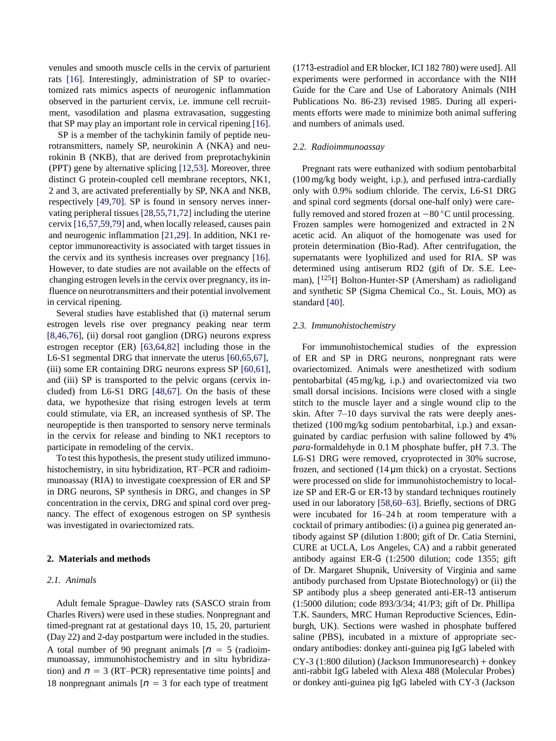venules and smooth muscle cells in the cervix of parturient rats [16]. Interestingly, administration of SP to ovariectomized rats mimics aspects of neurogenic inflammation observed in the parturient cervix, i.e. immune cell recruitment, vasodilation and plasma extravasation, suggesting that SP may play an important role in cervical ripening [16].

SP is a member of the tachykinin family of peptide neurotransmitters, namely SP, neurokinin A (NKA) and neurokinin B (NKB), that are derived from preprotachykinin (PPT) gene by alternative splicing [12,53]. Moreover, three distinct G protein-coupled cell membrane receptors, NK1, 2 and 3, are activated preferentially by SP, NKA and NKB, respectively [49,70]. SP is found in sensory nerves innervating peripheral tissues [28,55,71,72] including the uterine cervix [16,57,59,79] and, when locally released, causes pain and neurogenic inflammation [21,29]. In addition, NK1 receptor immunoreactivity is associated with target tissues in the cervix and its synthesis increases over pregnancy [16]. However, to date studies are not available on the effects of changing estrogen levels in the cervix over pregnancy, its influence on neurotransmitters and their potential involvement in cervical ripening.

Several studies have established that (i) maternal serum estrogen levels rise over pregnancy peaking near term [8,46,76], (ii) dorsal root ganglion (DRG) neurons express estrogen receptor (ER) [63,64,82] including those in the L6-S1 segmental DRG that innervate the uterus [60,65,67], (iii) some ER containing DRG neurons express SP [60,61], and (iii) SP is transported to the pelvic organs (cervix included) from L6-S1 DRG [48,67]. On the basis of these data, we hypothesize that rising estrogen levels at term could stimulate, via ER, an increased synthesis of SP. The neuropeptide is then transported to sensory nerve terminals in the cervix for release and binding to NK1 receptors to participate in remodeling of the cervix.

To test this hypothesis, the present study utilized immunohistochemistry, in situ hybridization, RT–PCR and radioimmunoassay (RIA) to investigate coexpression of ER and SP in DRG neurons, SP synthesis in DRG, and changes in SP concentration in the cervix, DRG and spinal cord over pregnancy. The effect of exogenous estrogen on SP synthesis was investigated in ovariectomized rats.

## 2. Materials and methods

### 2.1. Animals

Adult female Sprague–Dawley rats (SASCO strain from Charles Rivers) were used in these studies. Nonpregnant and timed-pregnant rat at gestational days 10, 15, 20, parturient (Day 22) and 2-day postpartum were included in the studies. A total number of 90 pregnant animals [$n = 5$ (radioimmunoassay, immunohistochemistry and in situ hybridization) and $n = 3$ (RT–PCR) representative time points] and 18 nonpregnant animals [$n = 3$ for each type of treatment (17β-estradiol and ER blocker, ICI 182 780) were used]. All experiments were performed in accordance with the NIH Guide for the Care and Use of Laboratory Animals (NIH Publications No. 86-23) revised 1985. During all experiments efforts were made to minimize both animal suffering and numbers of animals used.

### 2.2. Radioimmunoassay

Pregnant rats were euthanized with sodium pentobarbital (100 mg/kg body weight, i.p.), and perfused intra-cardially only with 0.9% sodium chloride. The cervix, L6-S1 DRG and spinal cord segments (dorsal one-half only) were carefully removed and stored frozen at −80 °C until processing. Frozen samples were homogenized and extracted in 2 N acetic acid. An aliquot of the homogenate was used for protein determination (Bio-Rad). After centrifugation, the supernatants were lyophilized and used for RIA. SP was determined using antiserum RD2 (gift of Dr. S.E. Leeman), [$^{125}$I] Bolton-Hunter-SP (Amersham) as radioligand and synthetic SP (Sigma Chemical Co., St. Louis, MO) as standard [40].

### 2.3. Immunohistochemistry

For immunohistochemical studies of the expression of ER and SP in DRG neurons, nonpregnant rats were ovariectomized. Animals were anesthetized with sodium pentobarbital (45 mg/kg, i.p.) and ovariectomized via two small dorsal incisions. Incisions were closed with a single stitch to the muscle layer and a single wound clip to the skin. After 7–10 days survival the rats were deeply anesthetized (100 mg/kg sodium pentobarbital, i.p.) and exsanguinated by cardiac perfusion with saline followed by 4% *para*-formaldehyde in 0.1 M phosphate buffer, pH 7.3. The L6-S1 DRG were removed, cryoprotected in 30% sucrose, frozen, and sectioned (14 μm thick) on a cryostat. Sections were processed on slide for immunohistochemistry to localize SP and ER-α or ER-β by standard techniques routinely used in our laboratory [58,60–63]. Briefly, sections of DRG were incubated for 16–24 h at room temperature with a cocktail of primary antibodies: (i) a guinea pig generated antibody against SP (dilution 1:800; gift of Dr. Catia Sternini, CURE at UCLA, Los Angeles, CA) and a rabbit generated antibody against ER-α (1:2500 dilution; code 1355; gift of Dr. Margaret Shupnik, University of Virginia and same antibody purchased from Upstate Biotechnology) or (ii) the SP antibody plus a sheep generated anti-ER-β antiserum (1:5000 dilution; code 893/3/34; 41/P3; gift of Dr. Phillipa T.K. Saunders, MRC Human Reproductive Sciences, Edinburgh, UK). Sections were washed in phosphate buffered saline (PBS), incubated in a mixture of appropriate secondary antibodies: donkey anti-guinea pig IgG labeled with CY-3 (1:800 dilution) (Jackson Immunoresearch) + donkey anti-rabbit IgG labeled with Alexa 488 (Molecular Probes) or donkey anti-guinea pig IgG labeled with CY-3 (Jackson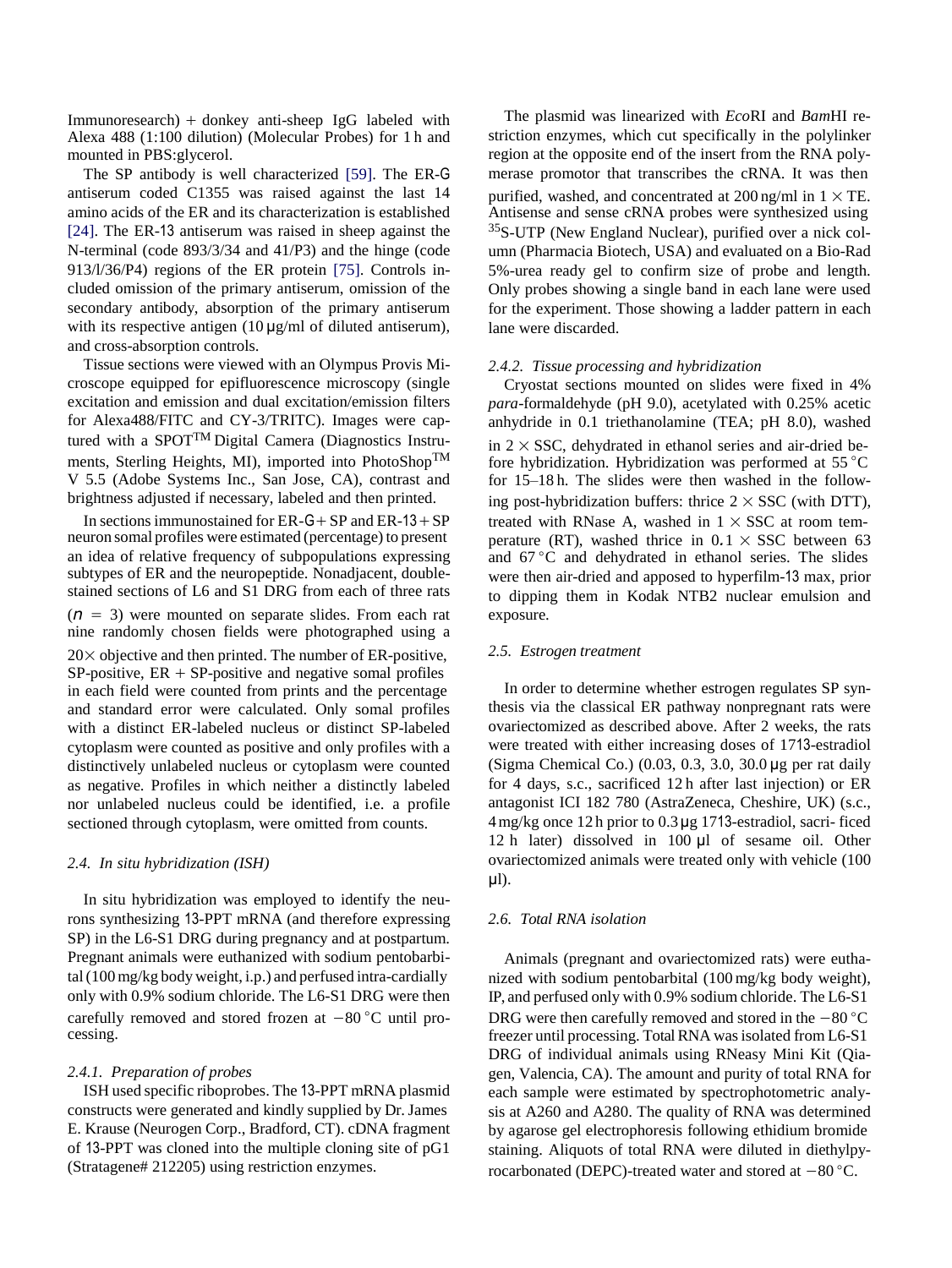Immunoresearch) + donkey anti-sheep IgG labeled with Alexa 488 (1:100 dilution) (Molecular Probes) for 1 h and mounted in PBS:glycerol.

The SP antibody is well characterized [59]. The ER-G antiserum coded C1355 was raised against the last 14 amino acids of the ER and its characterization is established [24]. The ER-13 antiserum was raised in sheep against the N-terminal (code 893/3/34 and 41/P3) and the hinge (code 913/l/36/P4) regions of the ER protein [75]. Controls included omission of the primary antiserum, omission of the secondary antibody, absorption of the primary antiserum with its respective antigen (10 μg/ml of diluted antiserum), and cross-absorption controls.

Tissue sections were viewed with an Olympus Provis Microscope equipped for epifluorescence microscopy (single excitation and emission and dual excitation/emission filters for Alexa488/FITC and CY-3/TRITC). Images were captured with a SPOT[TM] Digital Camera (Diagnostics Instruments, Sterling Heights, MI), imported into PhotoShop[TM] V 5.5 (Adobe Systems Inc., San Jose, CA), contrast and brightness adjusted if necessary, labeled and then printed.

In sections immunostained for ER-G + SP and ER-13 + SP neuron somal profiles were estimated (percentage) to present an idea of relative frequency of subpopulations expressing subtypes of ER and the neuropeptide. Nonadjacent, double-stained sections of L6 and S1 DRG from each of three rats ($n = 3$) were mounted on separate slides. From each rat nine randomly chosen fields were photographed using a 20× objective and then printed. The number of ER-positive, SP-positive, ER + SP-positive and negative somal profiles in each field were counted from prints and the percentage and standard error were calculated. Only somal profiles with a distinct ER-labeled nucleus or distinct SP-labeled cytoplasm were counted as positive and only profiles with a distinctively unlabeled nucleus or cytoplasm were counted as negative. Profiles in which neither a distinctly labeled nor unlabeled nucleus could be identified, i.e. a profile sectioned through cytoplasm, were omitted from counts.

### 2.4. *In situ hybridization (ISH)*

In situ hybridization was employed to identify the neurons synthesizing 13-PPT mRNA (and therefore expressing SP) in the L6-S1 DRG during pregnancy and at postpartum. Pregnant animals were euthanized with sodium pentobarbital (100 mg/kg body weight, i.p.) and perfused intra-cardially only with 0.9% sodium chloride. The L6-S1 DRG were then carefully removed and stored frozen at −80 °C until processing.

#### 2.4.1. *Preparation of probes*

ISH used specific riboprobes. The 13-PPT mRNA plasmid constructs were generated and kindly supplied by Dr. James E. Krause (Neurogen Corp., Bradford, CT). cDNA fragment of 13-PPT was cloned into the multiple cloning site of pG1 (Stratagene# 212205) using restriction enzymes.

The plasmid was linearized with *Eco*RI and *Bam*HI restriction enzymes, which cut specifically in the polylinker region at the opposite end of the insert from the RNA polymerase promotor that transcribes the cRNA. It was then purified, washed, and concentrated at 200 ng/ml in 1 × TE. Antisense and sense cRNA probes were synthesized using $^{35}$S-UTP (New England Nuclear), purified over a nick column (Pharmacia Biotech, USA) and evaluated on a Bio-Rad 5%-urea ready gel to confirm size of probe and length. Only probes showing a single band in each lane were used for the experiment. Those showing a ladder pattern in each lane were discarded.

#### 2.4.2. *Tissue processing and hybridization*

Cryostat sections mounted on slides were fixed in 4% *para*-formaldehyde (pH 9.0), acetylated with 0.25% acetic anhydride in 0.1 triethanolamine (TEA; pH 8.0), washed in 2 × SSC, dehydrated in ethanol series and air-dried before hybridization. Hybridization was performed at 55 °C for 15–18 h. The slides were then washed in the following post-hybridization buffers: thrice 2 × SSC (with DTT), treated with RNase A, washed in 1 × SSC at room temperature (RT), washed thrice in 0.1 × SSC between 63 and 67 °C and dehydrated in ethanol series. The slides were then air-dried and apposed to hyperfilm-13 max, prior to dipping them in Kodak NTB2 nuclear emulsion and exposure.

### 2.5. *Estrogen treatment*

In order to determine whether estrogen regulates SP synthesis via the classical ER pathway nonpregnant rats were ovariectomized as described above. After 2 weeks, the rats were treated with either increasing doses of 1713-estradiol (Sigma Chemical Co.) (0.03, 0.3, 3.0, 30.0 μg per rat daily for 4 days, s.c., sacrificed 12 h after last injection) or ER antagonist ICI 182 780 (AstraZeneca, Cheshire, UK) (s.c., 4 mg/kg once 12 h prior to 0.3 μg 1713-estradiol, sacri- ficed 12 h later) dissolved in 100 μl of sesame oil. Other ovariectomized animals were treated only with vehicle (100 μl).

### 2.6. *Total RNA isolation*

Animals (pregnant and ovariectomized rats) were euthanized with sodium pentobarbital (100 mg/kg body weight), IP, and perfused only with 0.9% sodium chloride. The L6-S1 DRG were then carefully removed and stored in the −80 °C freezer until processing. Total RNA was isolated from L6-S1 DRG of individual animals using RNeasy Mini Kit (Qiagen, Valencia, CA). The amount and purity of total RNA for each sample were estimated by spectrophotometric analysis at A260 and A280. The quality of RNA was determined by agarose gel electrophoresis following ethidium bromide staining. Aliquots of total RNA were diluted in diethylpyrocarbonated (DEPC)-treated water and stored at −80 °C.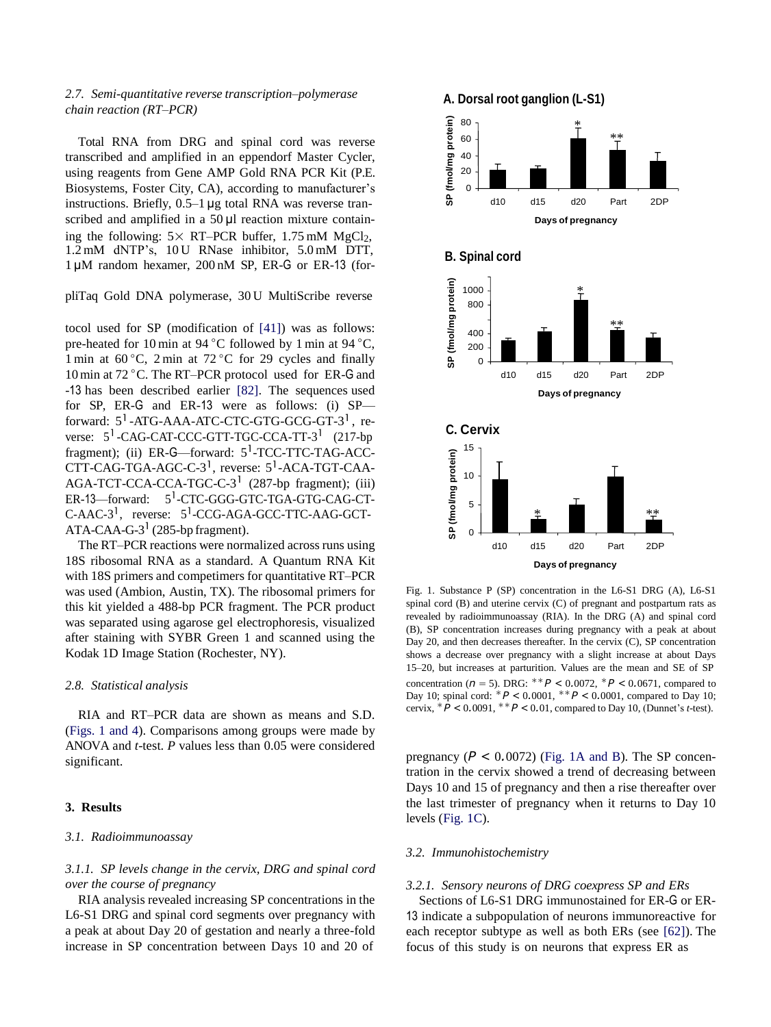### 2.7. *Semi-quantitative reverse transcription–polymerase chain reaction (RT–PCR)*

Total RNA from DRG and spinal cord was reverse transcribed and amplified in an eppendorf Master Cycler, using reagents from Gene AMP Gold RNA PCR Kit (P.E. Biosystems, Foster City, CA), according to manufacturer's instructions. Briefly, 0.5–1 μg total RNA was reverse transcribed and amplified in a 50 μl reaction mixture containing the following: 5× RT–PCR buffer, 1.75 mM $MgCl_2$, 1.2 mM dNTP's, 10 U RNase inhibitor, 5.0 mM DTT, 1 μM random hexamer, 200 nM SP, ER-G or ER-13 (for-

pliTaq Gold DNA polymerase, 30 U MultiScribe reverse

tocol used for SP (modification of [41]) was as follows: pre-heated for 10 min at 94 °C followed by 1 min at 94 °C, 1 min at 60 °C, 2 min at 72 °C for 29 cycles and finally 10 min at 72 °C. The RT–PCR protocol used for ER-G and -13 has been described earlier [82]. The sequences used for SP, ER-G and ER-13 were as follows: (i) SP—forward: 5'-ATG-AAA-ATC-CTC-GTG-GCG-GT-3', reverse: 5'-CAG-CAT-CCC-GTT-TGC-CCA-TT-3' (217-bp fragment); (ii) ER-G—forward: 5'-TCC-TTC-TAG-ACC-CTT-CAG-TGA-AGC-C-3', reverse: 5'-ACA-TGT-CAA-AGA-TCT-CCA-CCA-TGC-C-3' (287-bp fragment); (iii) ER-13—forward: 5'-CTC-GGG-GTC-TGA-GTG-CAG-CT-C-AAC-3', reverse: 5'-CCG-AGA-GCC-TTC-AAG-GCT-ATA-CAA-G-3' (285-bp fragment).

The RT–PCR reactions were normalized across runs using 18S ribosomal RNA as a standard. A Quantum RNA Kit with 18S primers and competimers for quantitative RT–PCR was used (Ambion, Austin, TX). The ribosomal primers for this kit yielded a 488-bp PCR fragment. The PCR product was separated using agarose gel electrophoresis, visualized after staining with SYBR Green 1 and scanned using the Kodak 1D Image Station (Rochester, NY).

### 2.8. *Statistical analysis*

RIA and RT–PCR data are shown as means and S.D. (Figs. 1 and 4). Comparisons among groups were made by ANOVA and *t*-test. *P* values less than 0.05 were considered significant.

## 3. Results

### 3.1. *Radioimmunoassay*

#### 3.1.1. *SP levels change in the cervix, DRG and spinal cord over the course of pregnancy*

RIA analysis revealed increasing SP concentrations in the L6-S1 DRG and spinal cord segments over pregnancy with a peak at about Day 20 of gestation and nearly a three-fold increase in SP concentration between Days 10 and 20 of

A. Dorsal root ganglion (L-S1)
SP (fmol/mg protein)
0 20 40 60 80
d10 d15 d20 Part 2DP
*
**
Days of pregnancy

B. Spinal cord
SP (fmol/mg protein)
0 200 400 800 1000
d10 d15 d20 Part 2DP
*
**
Days of pregnancy

C. Cervix
SP (fmol/mg protein)
0 5 10 15
d10 d15 d20 Part 2DP
*
**
Days of pregnancy

Fig. 1. Substance P (SP) concentration in the L6-S1 DRG (A), L6-S1 spinal cord (B) and uterine cervix (C) of pregnant and postpartum rats as revealed by radioimmunoassay (RIA). In the DRG (A) and spinal cord (B), SP concentration increases during pregnancy with a peak at about Day 20, and then decreases thereafter. In the cervix (C), SP concentration shows a decrease over pregnancy with a slight increase at about Days 15–20, but increases at parturition. Values are the mean and SE of SP concentration ($n = 5$). DRG: $^{**}P < 0.0072$, $^{*}P < 0.0671$, compared to Day 10; spinal cord: $^{*}P < 0.0001$, $^{**}P < 0.0001$, compared to Day 10; cervix, $^{*}P < 0.0091$, $^{**}P < 0.01$, compared to Day 10, (Dunnet's *t*-test).

pregnancy ($P < 0.0072$) (Fig. 1A and B). The SP concentration in the cervix showed a trend of decreasing between Days 10 and 15 of pregnancy and then a rise thereafter over the last trimester of pregnancy when it returns to Day 10 levels (Fig. 1C).

### 3.2. *Immunohistochemistry*

#### 3.2.1. *Sensory neurons of DRG coexpress SP and ERs*

Sections of L6-S1 DRG immunostained for ER-G or ER-13 indicate a subpopulation of neurons immunoreactive for each receptor subtype as well as both ERs (see [62]). The focus of this study is on neurons that express ER as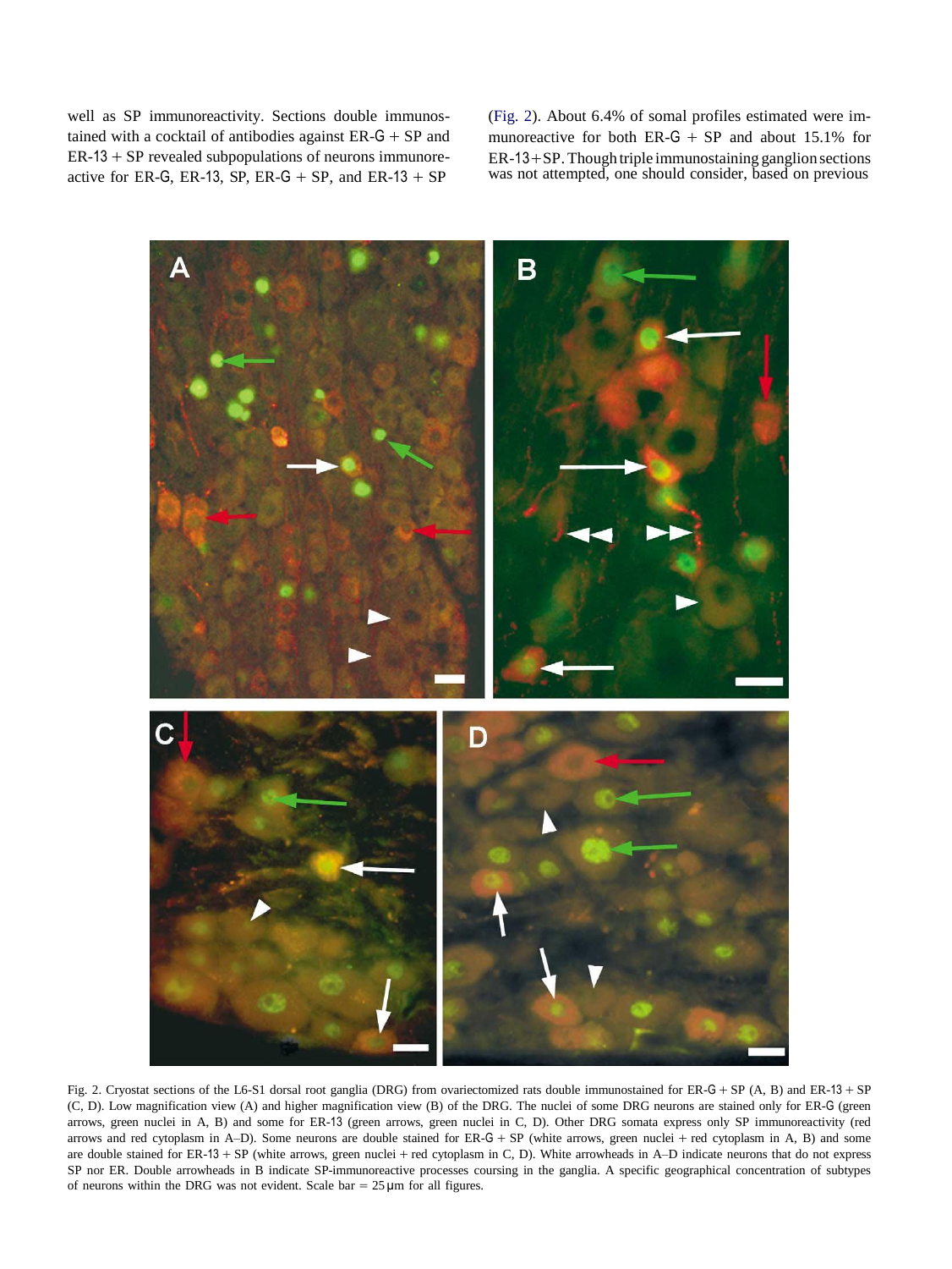well as SP immunoreactivity. Sections double immunostained with a cocktail of antibodies against ER-G + SP and ER-13 + SP revealed subpopulations of neurons immunoreactive for ER-G, ER-13, SP, ER-G + SP, and ER-13 + SP (Fig. 2). About 6.4% of somal profiles estimated were immunoreactive for both ER-G + SP and about 15.1% for ER-13+SP. Though triple immunostaining ganglion sections was not attempted, one should consider, based on previous

Fig. 2. Cryostat sections of the L6-S1 dorsal root ganglia (DRG) from ovariectomized rats double immunostained for ER-G + SP (A, B) and ER-13 + SP (C, D). Low magnification view (A) and higher magnification view (B) of the DRG. The nuclei of some DRG neurons are stained only for ER-G (green arrows, green nuclei in A, B) and some for ER-13 (green arrows, green nuclei in C, D). Other DRG somata express only SP immunoreactivity (red arrows and red cytoplasm in A–D). Some neurons are double stained for ER-G + SP (white arrows, green nuclei + red cytoplasm in A, B) and some are double stained for ER-13 + SP (white arrows, green nuclei + red cytoplasm in C, D). White arrowheads in A–D indicate neurons that do not express SP nor ER. Double arrowheads in B indicate SP-immunoreactive processes coursing in the ganglia. A specific geographical concentration of subtypes of neurons within the DRG was not evident. Scale bar = 25 μm for all figures.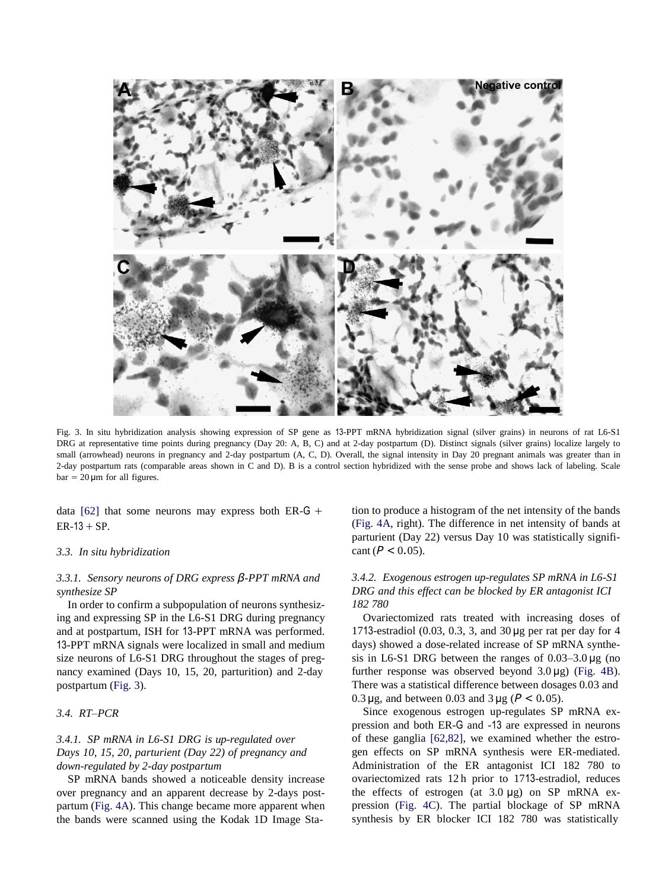A

B Negative control

C

D

Fig. 3. In situ hybridization analysis showing expression of SP gene as β-PPT mRNA hybridization signal (silver grains) in neurons of rat L6-S1 DRG at representative time points during pregnancy (Day 20: A, B, C) and at 2-day postpartum (D). Distinct signals (silver grains) localize largely to small (arrowhead) neurons in pregnancy and 2-day postpartum (A, C, D). Overall, the signal intensity in Day 20 pregnant animals was greater than in 2-day postpartum rats (comparable areas shown in C and D). B is a control section hybridized with the sense probe and shows lack of labeling. Scale bar = 20 μm for all figures.

data [62] that some neurons may express both ER-α + ER-β + SP.

### 3.3. In situ hybridization

#### 3.3.1. Sensory neurons of DRG express β-PPT mRNA and synthesize SP

In order to confirm a subpopulation of neurons synthesizing and expressing SP in the L6-S1 DRG during pregnancy and at postpartum, ISH for β-PPT mRNA was performed. β-PPT mRNA signals were localized in small and medium size neurons of L6-S1 DRG throughout the stages of pregnancy examined (Days 10, 15, 20, parturition) and 2-day postpartum (Fig. 3).

### 3.4. RT–PCR

#### 3.4.1. SP mRNA in L6-S1 DRG is up-regulated over Days 10, 15, 20, parturient (Day 22) of pregnancy and down-regulated by 2-day postpartum

SP mRNA bands showed a noticeable density increase over pregnancy and an apparent decrease by 2-days postpartum (Fig. 4A). This change became more apparent when the bands were scanned using the Kodak 1D Image Station to produce a histogram of the net intensity of the bands (Fig. 4A, right). The difference in net intensity of bands at parturient (Day 22) versus Day 10 was statistically significant ($P < 0.05$).

#### 3.4.2. Exogenous estrogen up-regulates SP mRNA in L6-S1 DRG and this effect can be blocked by ER antagonist ICI 182 780

Ovariectomized rats treated with increasing doses of 17β-estradiol (0.03, 0.3, 3, and 30 μg per rat per day for 4 days) showed a dose-related increase of SP mRNA synthesis in L6-S1 DRG between the ranges of 0.03–3.0 μg (no further response was observed beyond 3.0 μg) (Fig. 4B). There was a statistical difference between dosages 0.03 and 0.3 μg, and between 0.03 and 3 μg ($P < 0.05$).

Since exogenous estrogen up-regulates SP mRNA expression and both ER-α and -β are expressed in neurons of these ganglia [62,82], we examined whether the estrogen effects on SP mRNA synthesis were ER-mediated. Administration of the ER antagonist ICI 182 780 to ovariectomized rats 12 h prior to 17β-estradiol, reduces the effects of estrogen (at 3.0 μg) on SP mRNA expression (Fig. 4C). The partial blockage of SP mRNA synthesis by ER blocker ICI 182 780 was statistically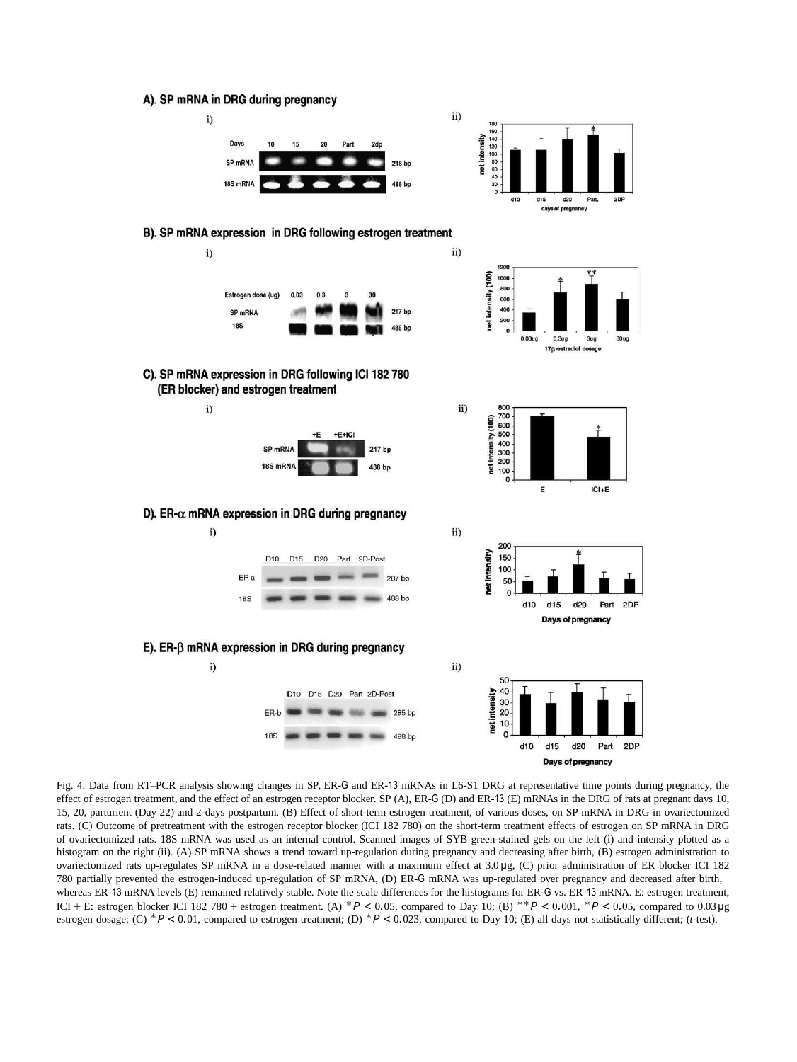A). SP mRNA in DRG during pregnancy

i)

Days 10 15 20 Part 2dp

SP mRNA 218 bp

18S mRNA 488 bp

ii)

net intensity

180 160 140 120 100 80 60 40 20 0

d10 d15 d20 Part. 2DP

days of pregnancy

B). SP mRNA expression in DRG following estrogen treatment

i)

Estrogen dose (ug) 0.03 0.3 3 30

SP mRNA 217 bp

18S 488 bp

ii)

net intensity (100)

1200 1000 800 600 400 200 0

0.03ug 0.3ug 3ug 30ug

17β-estradiol dosage

C). SP mRNA expression in DRG following ICI 182 780 (ER blocker) and estrogen treatment

i)

+E +E+ICI

SP mRNA 217 bp

18S mRNA 488 bp

ii)

net intensity (100)

800 700 600 500 400 300 200 100 0

E ICI+E

D). ER-α mRNA expression in DRG during pregnancy

i)

D10 D15 D20 Part 2D-Post

ER a 287 bp

18S 488 bp

ii)

net intensity

200 150 100 50 0

d10 d15 d20 Part 2DP

Days of pregnancy

E). ER-β mRNA expression in DRG during pregnancy

i)

D10 D15 D20 Part 2D-Post

ER-b 285 bp

18S 488 bp

ii)

net intensity

50 40 30 20 10 0

d10 d15 d20 Part 2DP

Days of pregnancy

Fig. 4. Data from RT–PCR analysis showing changes in SP, ER-α and ER-β mRNAs in L6-S1 DRG at representative time points during pregnancy, the effect of estrogen treatment, and the effect of an estrogen receptor blocker. SP (A), ER-α (D) and ER-β (E) mRNAs in the DRG of rats at pregnant days 10, 15, 20, parturient (Day 22) and 2-days postpartum. (B) Effect of short-term estrogen treatment, of various doses, on SP mRNA in DRG in ovariectomized rats. (C) Outcome of pretreatment with the estrogen receptor blocker (ICI 182 780) on the short-term treatment effects of estrogen on SP mRNA in DRG of ovariectomized rats. 18S mRNA was used as an internal control. Scanned images of SYB green-stained gels on the left (i) and intensity plotted as a histogram on the right (ii). (A) SP mRNA shows a trend toward up-regulation during pregnancy and decreasing after birth, (B) estrogen administration to ovariectomized rats up-regulates SP mRNA in a dose-related manner with a maximum effect at 3.0 μg, (C) prior administration of ER blocker ICI 182 780 partially prevented the estrogen-induced up-regulation of SP mRNA, (D) ER-α mRNA was up-regulated over pregnancy and decreased after birth, whereas ER-β mRNA levels (E) remained relatively stable. Note the scale differences for the histograms for ER-α vs. ER-β mRNA. E: estrogen treatment, ICI + E: estrogen blocker ICI 182 780 + estrogen treatment. (A) $^{*}P < 0.05$, compared to Day 10; (B) $^{**}P < 0.001$, $^{*}P < 0.05$, compared to 0.03 μg estrogen dosage; (C) $^{*}P < 0.01$, compared to estrogen treatment; (D) $^{*}P < 0.023$, compared to Day 10; (E) all days not statistically different; (*t*-test).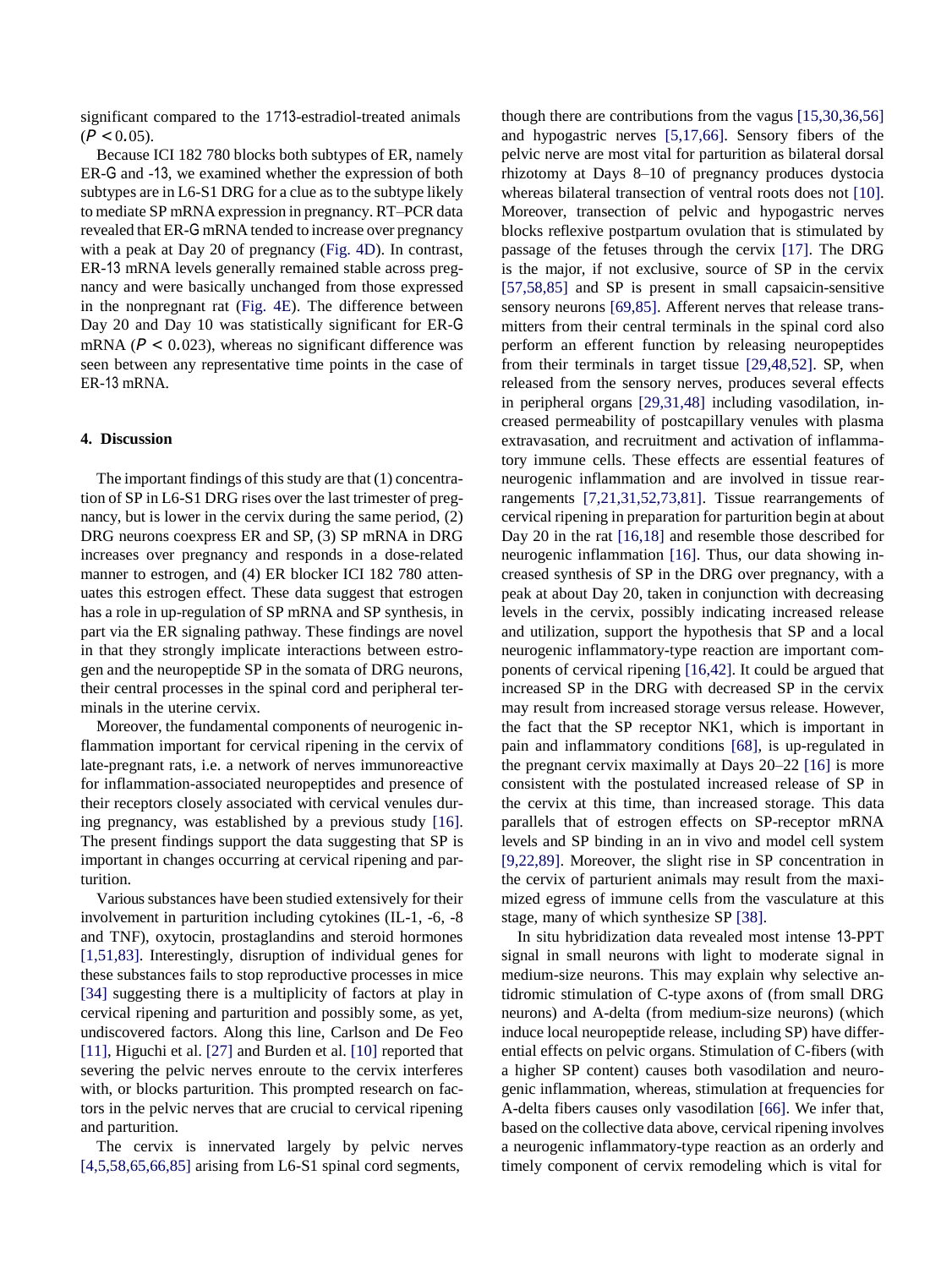significant compared to the 17β-estradiol-treated animals ($P < 0.05$).

Because ICI 182 780 blocks both subtypes of ER, namely ER-α and -β, we examined whether the expression of both subtypes are in L6-S1 DRG for a clue as to the subtype likely to mediate SP mRNA expression in pregnancy. RT–PCR data revealed that ER-α mRNA tended to increase over pregnancy with a peak at Day 20 of pregnancy (Fig. 4D). In contrast, ER-β mRNA levels generally remained stable across pregnancy and were basically unchanged from those expressed in the nonpregnant rat (Fig. 4E). The difference between Day 20 and Day 10 was statistically significant for ER-α mRNA ($P < 0.023$), whereas no significant difference was seen between any representative time points in the case of ER-β mRNA.

## 4. Discussion

The important findings of this study are that (1) concentration of SP in L6-S1 DRG rises over the last trimester of pregnancy, but is lower in the cervix during the same period, (2) DRG neurons coexpress ER and SP, (3) SP mRNA in DRG increases over pregnancy and responds in a dose-related manner to estrogen, and (4) ER blocker ICI 182 780 attenuates this estrogen effect. These data suggest that estrogen has a role in up-regulation of SP mRNA and SP synthesis, in part via the ER signaling pathway. These findings are novel in that they strongly implicate interactions between estrogen and the neuropeptide SP in the somata of DRG neurons, their central processes in the spinal cord and peripheral terminals in the uterine cervix.

Moreover, the fundamental components of neurogenic inflammation important for cervical ripening in the cervix of late-pregnant rats, i.e. a network of nerves immunoreactive for inflammation-associated neuropeptides and presence of their receptors closely associated with cervical venules during pregnancy, was established by a previous study [16]. The present findings support the data suggesting that SP is important in changes occurring at cervical ripening and parturition.

Various substances have been studied extensively for their involvement in parturition including cytokines (IL-1, -6, -8 and TNF), oxytocin, prostaglandins and steroid hormones [1,51,83]. Interestingly, disruption of individual genes for these substances fails to stop reproductive processes in mice [34] suggesting there is a multiplicity of factors at play in cervical ripening and parturition and possibly some, as yet, undiscovered factors. Along this line, Carlson and De Feo [11], Higuchi et al. [27] and Burden et al. [10] reported that severing the pelvic nerves enroute to the cervix interferes with, or blocks parturition. This prompted research on factors in the pelvic nerves that are crucial to cervical ripening and parturition.

The cervix is innervated largely by pelvic nerves [4,5,58,65,66,85] arising from L6-S1 spinal cord segments, though there are contributions from the vagus [15,30,36,56] and hypogastric nerves [5,17,66]. Sensory fibers of the pelvic nerve are most vital for parturition as bilateral dorsal rhizotomy at Days 8–10 of pregnancy produces dystocia whereas bilateral transection of ventral roots does not [10]. Moreover, transection of pelvic and hypogastric nerves blocks reflexive postpartum ovulation that is stimulated by passage of the fetuses through the cervix [17]. The DRG is the major, if not exclusive, source of SP in the cervix [57,58,85] and SP is present in small capsaicin-sensitive sensory neurons [69,85]. Afferent nerves that release transmitters from their central terminals in the spinal cord also perform an efferent function by releasing neuropeptides from their terminals in target tissue [29,48,52]. SP, when released from the sensory nerves, produces several effects in peripheral organs [29,31,48] including vasodilation, increased permeability of postcapillary venules with plasma extravasation, and recruitment and activation of inflammatory immune cells. These effects are essential features of neurogenic inflammation and are involved in tissue rearrangements [7,21,31,52,73,81]. Tissue rearrangements of cervical ripening in preparation for parturition begin at about Day 20 in the rat [16,18] and resemble those described for neurogenic inflammation [16]. Thus, our data showing increased synthesis of SP in the DRG over pregnancy, with a peak at about Day 20, taken in conjunction with decreasing levels in the cervix, possibly indicating increased release and utilization, support the hypothesis that SP and a local neurogenic inflammatory-type reaction are important components of cervical ripening [16,42]. It could be argued that increased SP in the DRG with decreased SP in the cervix may result from increased storage versus release. However, the fact that the SP receptor NK1, which is important in pain and inflammatory conditions [68], is up-regulated in the pregnant cervix maximally at Days 20–22 [16] is more consistent with the postulated increased release of SP in the cervix at this time, than increased storage. This data parallels that of estrogen effects on SP-receptor mRNA levels and SP binding in an in vivo and model cell system [9,22,89]. Moreover, the slight rise in SP concentration in the cervix of parturient animals may result from the maximized egress of immune cells from the vasculature at this stage, many of which synthesize SP [38].

In situ hybridization data revealed most intense β-PPT signal in small neurons with light to moderate signal in medium-size neurons. This may explain why selective antidromic stimulation of C-type axons of (from small DRG neurons) and A-delta (from medium-size neurons) (which induce local neuropeptide release, including SP) have differential effects on pelvic organs. Stimulation of C-fibers (with a higher SP content) causes both vasodilation and neurogenic inflammation, whereas, stimulation at frequencies for A-delta fibers causes only vasodilation [66]. We infer that, based on the collective data above, cervical ripening involves a neurogenic inflammatory-type reaction as an orderly and timely component of cervix remodeling which is vital for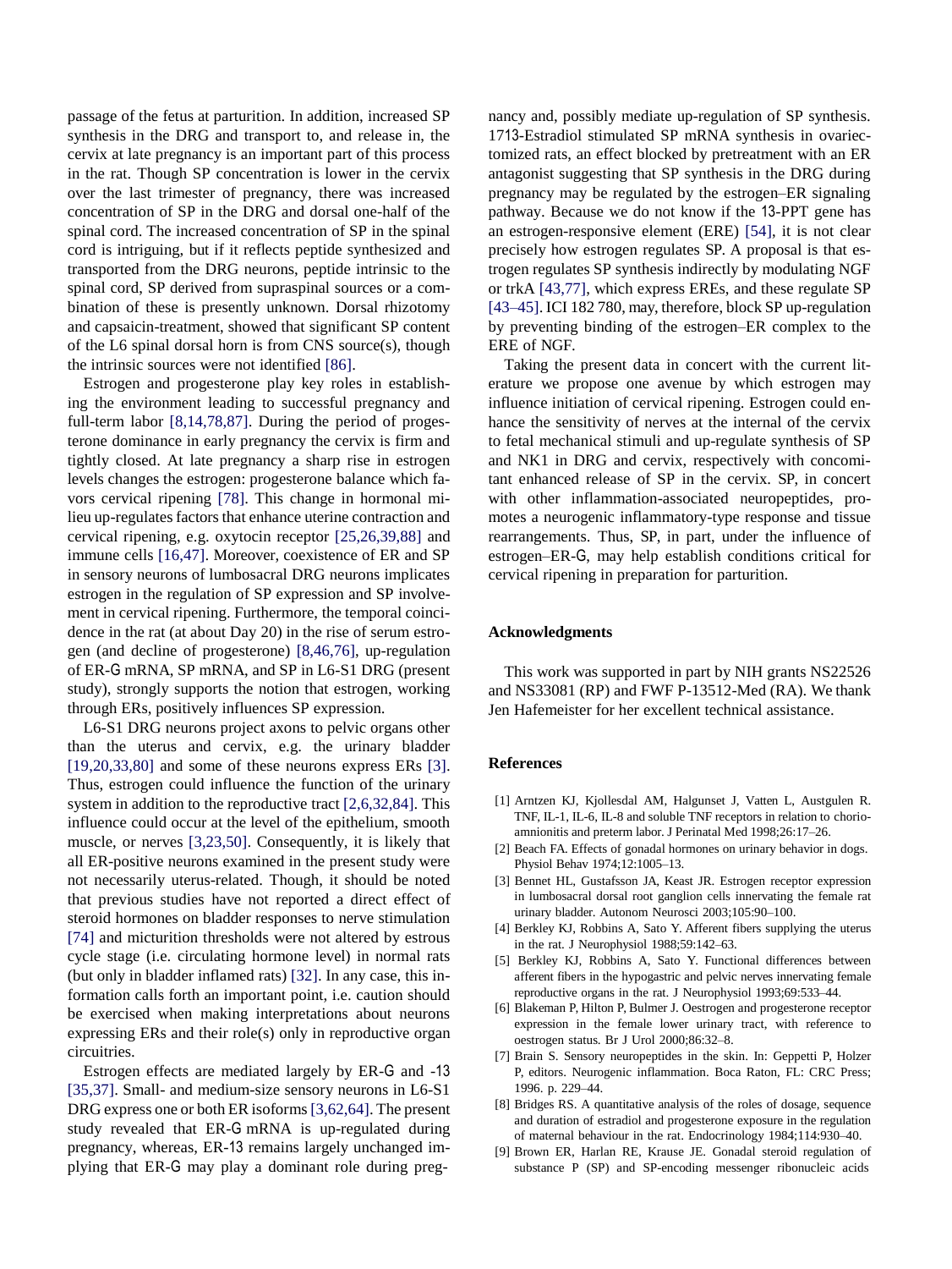passage of the fetus at parturition. In addition, increased SP synthesis in the DRG and transport to, and release in, the cervix at late pregnancy is an important part of this process in the rat. Though SP concentration is lower in the cervix over the last trimester of pregnancy, there was increased concentration of SP in the DRG and dorsal one-half of the spinal cord. The increased concentration of SP in the spinal cord is intriguing, but if it reflects peptide synthesized and transported from the DRG neurons, peptide intrinsic to the spinal cord, SP derived from supraspinal sources or a combination of these is presently unknown. Dorsal rhizotomy and capsaicin-treatment, showed that significant SP content of the L6 spinal dorsal horn is from CNS source(s), though the intrinsic sources were not identified [86].

Estrogen and progesterone play key roles in establishing the environment leading to successful pregnancy and full-term labor [8,14,78,87]. During the period of progesterone dominance in early pregnancy the cervix is firm and tightly closed. At late pregnancy a sharp rise in estrogen levels changes the estrogen: progesterone balance which favors cervical ripening [78]. This change in hormonal milieu up-regulates factors that enhance uterine contraction and cervical ripening, e.g. oxytocin receptor [25,26,39,88] and immune cells [16,47]. Moreover, coexistence of ER and SP in sensory neurons of lumbosacral DRG neurons implicates estrogen in the regulation of SP expression and SP involvement in cervical ripening. Furthermore, the temporal coincidence in the rat (at about Day 20) in the rise of serum estrogen (and decline of progesterone) [8,46,76], up-regulation of ER-α mRNA, SP mRNA, and SP in L6-S1 DRG (present study), strongly supports the notion that estrogen, working through ERs, positively influences SP expression.

L6-S1 DRG neurons project axons to pelvic organs other than the uterus and cervix, e.g. the urinary bladder [19,20,33,80] and some of these neurons express ERs [3]. Thus, estrogen could influence the function of the urinary system in addition to the reproductive tract [2,6,32,84]. This influence could occur at the level of the epithelium, smooth muscle, or nerves [3,23,50]. Consequently, it is likely that all ER-positive neurons examined in the present study were not necessarily uterus-related. Though, it should be noted that previous studies have not reported a direct effect of steroid hormones on bladder responses to nerve stimulation [74] and micturition thresholds were not altered by estrous cycle stage (i.e. circulating hormone level) in normal rats (but only in bladder inflamed rats) [32]. In any case, this information calls forth an important point, i.e. caution should be exercised when making interpretations about neurons expressing ERs and their role(s) only in reproductive organ circuitries.

Estrogen effects are mediated largely by ER-α and -β [35,37]. Small- and medium-size sensory neurons in L6-S1 DRG express one or both ER isoforms [3,62,64]. The present study revealed that ER-α mRNA is up-regulated during pregnancy, whereas, ER-β remains largely unchanged implying that ER-α may play a dominant role during pregnancy and, possibly mediate up-regulation of SP synthesis. 17β-Estradiol stimulated SP mRNA synthesis in ovariectomized rats, an effect blocked by pretreatment with an ER antagonist suggesting that SP synthesis in the DRG during pregnancy may be regulated by the estrogen–ER signaling pathway. Because we do not know if the β-PPT gene has an estrogen-responsive element (ERE) [54], it is not clear precisely how estrogen regulates SP. A proposal is that estrogen regulates SP synthesis indirectly by modulating NGF or trkA [43,77], which express EREs, and these regulate SP [43–45]. ICI 182 780, may, therefore, block SP up-regulation by preventing binding of the estrogen–ER complex to the ERE of NGF.

Taking the present data in concert with the current literature we propose one avenue by which estrogen may influence initiation of cervical ripening. Estrogen could enhance the sensitivity of nerves at the internal of the cervix to fetal mechanical stimuli and up-regulate synthesis of SP and NK1 in DRG and cervix, respectively with concomitant enhanced release of SP in the cervix. SP, in concert with other inflammation-associated neuropeptides, promotes a neurogenic inflammatory-type response and tissue rearrangements. Thus, SP, in part, under the influence of estrogen–ER-α, may help establish conditions critical for cervical ripening in preparation for parturition.

## Acknowledgments

This work was supported in part by NIH grants NS22526 and NS33081 (RP) and FWF P-13512-Med (RA). We thank Jen Hafemeister for her excellent technical assistance.

## References

[1] Arntzen KJ, Kjollesdal AM, Halgunset J, Vatten L, Austgulen R. TNF, IL-1, IL-6, IL-8 and soluble TNF receptors in relation to chorioamnionitis and preterm labor. J Perinatal Med 1998;26:17–26.

[2] Beach FA. Effects of gonadal hormones on urinary behavior in dogs. Physiol Behav 1974;12:1005–13.

[3] Bennet HL, Gustafsson JA, Keast JR. Estrogen receptor expression in lumbosacral dorsal root ganglion cells innervating the female rat urinary bladder. Autonom Neurosci 2003;105:90–100.

[4] Berkley KJ, Robbins A, Sato Y. Afferent fibers supplying the uterus in the rat. J Neurophysiol 1988;59:142–63.

[5] Berkley KJ, Robbins A, Sato Y. Functional differences between afferent fibers in the hypogastric and pelvic nerves innervating female reproductive organs in the rat. J Neurophysiol 1993;69:533–44.

[6] Blakeman P, Hilton P, Bulmer J. Oestrogen and progesterone receptor expression in the female lower urinary tract, with reference to oestrogen status. Br J Urol 2000;86:32–8.

[7] Brain S. Sensory neuropeptides in the skin. In: Geppetti P, Holzer P, editors. Neurogenic inflammation. Boca Raton, FL: CRC Press; 1996. p. 229–44.

[8] Bridges RS. A quantitative analysis of the roles of dosage, sequence and duration of estradiol and progesterone exposure in the regulation of maternal behaviour in the rat. Endocrinology 1984;114:930–40.

[9] Brown ER, Harlan RE, Krause JE. Gonadal steroid regulation of substance P (SP) and SP-encoding messenger ribonucleic acids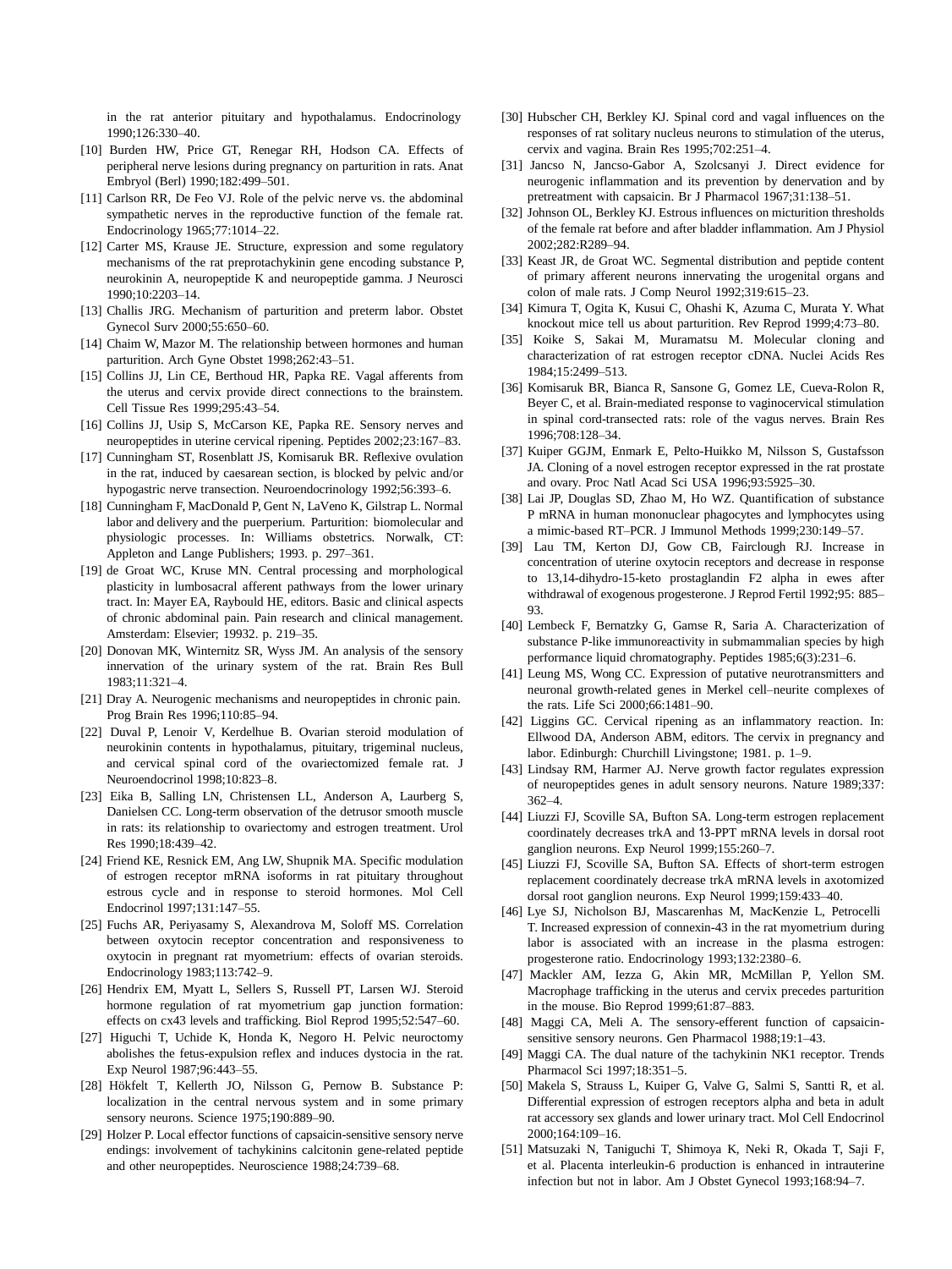in the rat anterior pituitary and hypothalamus. Endocrinology 1990;126:330–40.

[10] Burden HW, Price GT, Renegar RH, Hodson CA. Effects of peripheral nerve lesions during pregnancy on parturition in rats. Anat Embryol (Berl) 1990;182:499–501.

[11] Carlson RR, De Feo VJ. Role of the pelvic nerve vs. the abdominal sympathetic nerves in the reproductive function of the female rat. Endocrinology 1965;77:1014–22.

[12] Carter MS, Krause JE. Structure, expression and some regulatory mechanisms of the rat preprotachykinin gene encoding substance P, neurokinin A, neuropeptide K and neuropeptide gamma. J Neurosci 1990;10:2203–14.

[13] Challis JRG. Mechanism of parturition and preterm labor. Obstet Gynecol Surv 2000;55:650–60.

[14] Chaim W, Mazor M. The relationship between hormones and human parturition. Arch Gyne Obstet 1998;262:43–51.

[15] Collins JJ, Lin CE, Berthoud HR, Papka RE. Vagal afferents from the uterus and cervix provide direct connections to the brainstem. Cell Tissue Res 1999;295:43–54.

[16] Collins JJ, Usip S, McCarson KE, Papka RE. Sensory nerves and neuropeptides in uterine cervical ripening. Peptides 2002;23:167–83.

[17] Cunningham ST, Rosenblatt JS, Komisaruk BR. Reflexive ovulation in the rat, induced by caesarean section, is blocked by pelvic and/or hypogastric nerve transection. Neuroendocrinology 1992;56:393–6.

[18] Cunningham F, MacDonald P, Gent N, LaVeno K, Gilstrap L. Normal labor and delivery and the puerperium. Parturition: biomolecular and physiologic processes. In: Williams obstetrics. Norwalk, CT: Appleton and Lange Publishers; 1993. p. 297–361.

[19] de Groat WC, Kruse MN. Central processing and morphological plasticity in lumbosacral afferent pathways from the lower urinary tract. In: Mayer EA, Raybould HE, editors. Basic and clinical aspects of chronic abdominal pain. Pain research and clinical management. Amsterdam: Elsevier; 19932. p. 219–35.

[20] Donovan MK, Winternitz SR, Wyss JM. An analysis of the sensory innervation of the urinary system of the rat. Brain Res Bull 1983;11:321–4.

[21] Dray A. Neurogenic mechanisms and neuropeptides in chronic pain. Prog Brain Res 1996;110:85–94.

[22] Duval P, Lenoir V, Kerdelhue B. Ovarian steroid modulation of neurokinin contents in hypothalamus, pituitary, trigeminal nucleus, and cervical spinal cord of the ovariectomized female rat. J Neuroendocrinol 1998;10:823–8.

[23] Eika B, Salling LN, Christensen LL, Anderson A, Laurberg S, Danielsen CC. Long-term observation of the detrusor smooth muscle in rats: its relationship to ovariectomy and estrogen treatment. Urol Res 1990;18:439–42.

[24] Friend KE, Resnick EM, Ang LW, Shupnik MA. Specific modulation of estrogen receptor mRNA isoforms in rat pituitary throughout estrous cycle and in response to steroid hormones. Mol Cell Endocrinol 1997;131:147–55.

[25] Fuchs AR, Periyasamy S, Alexandrova M, Soloff MS. Correlation between oxytocin receptor concentration and responsiveness to oxytocin in pregnant rat myometrium: effects of ovarian steroids. Endocrinology 1983;113:742–9.

[26] Hendrix EM, Myatt L, Sellers S, Russell PT, Larsen WJ. Steroid hormone regulation of rat myometrium gap junction formation: effects on cx43 levels and trafficking. Biol Reprod 1995;52:547–60.

[27] Higuchi T, Uchide K, Honda K, Negoro H. Pelvic neuroctomy abolishes the fetus-expulsion reflex and induces dystocia in the rat. Exp Neurol 1987;96:443–55.

[28] Hökfelt T, Kellerth JO, Nilsson G, Pernow B. Substance P: localization in the central nervous system and in some primary sensory neurons. Science 1975;190:889–90.

[29] Holzer P. Local effector functions of capsaicin-sensitive sensory nerve endings: involvement of tachykinins calcitonin gene-related peptide and other neuropeptides. Neuroscience 1988;24:739–68.

[30] Hubscher CH, Berkley KJ. Spinal cord and vagal influences on the responses of rat solitary nucleus neurons to stimulation of the uterus, cervix and vagina. Brain Res 1995;702:251–4.

[31] Jancso N, Jancso-Gabor A, Szolcsanyi J. Direct evidence for neurogenic inflammation and its prevention by denervation and by pretreatment with capsaicin. Br J Pharmacol 1967;31:138–51.

[32] Johnson OL, Berkley KJ. Estrous influences on micturition thresholds of the female rat before and after bladder inflammation. Am J Physiol 2002;282:R289–94.

[33] Keast JR, de Groat WC. Segmental distribution and peptide content of primary afferent neurons innervating the urogenital organs and colon of male rats. J Comp Neurol 1992;319:615–23.

[34] Kimura T, Ogita K, Kusui C, Ohashi K, Azuma C, Murata Y. What knockout mice tell us about parturition. Rev Reprod 1999;4:73–80.

[35] Koike S, Sakai M, Muramatsu M. Molecular cloning and characterization of rat estrogen receptor cDNA. Nuclei Acids Res 1984;15:2499–513.

[36] Komisaruk BR, Bianca R, Sansone G, Gomez LE, Cueva-Rolon R, Beyer C, et al. Brain-mediated response to vaginocervical stimulation in spinal cord-transected rats: role of the vagus nerves. Brain Res 1996;708:128–34.

[37] Kuiper GGJM, Enmark E, Pelto-Huikko M, Nilsson S, Gustafsson JA. Cloning of a novel estrogen receptor expressed in the rat prostate and ovary. Proc Natl Acad Sci USA 1996;93:5925–30.

[38] Lai JP, Douglas SD, Zhao M, Ho WZ. Quantification of substance P mRNA in human mononuclear phagocytes and lymphocytes using a mimic-based RT–PCR. J Immunol Methods 1999;230:149–57.

[39] Lau TM, Kerton DJ, Gow CB, Fairclough RJ. Increase in concentration of uterine oxytocin receptors and decrease in response to 13,14-dihydro-15-keto prostaglandin F2 alpha in ewes after withdrawal of exogenous progesterone. J Reprod Fertil 1992;95: 885–93.

[40] Lembeck F, Bernatzky G, Gamse R, Saria A. Characterization of substance P-like immunoreactivity in submammalian species by high performance liquid chromatography. Peptides 1985;6(3):231–6.

[41] Leung MS, Wong CC. Expression of putative neurotransmitters and neuronal growth-related genes in Merkel cell–neurite complexes of the rats. Life Sci 2000;66:1481–90.

[42] Liggins GC. Cervical ripening as an inflammatory reaction. In: Ellwood DA, Anderson ABM, editors. The cervix in pregnancy and labor. Edinburgh: Churchill Livingstone; 1981. p. 1–9.

[43] Lindsay RM, Harmer AJ. Nerve growth factor regulates expression of neuropeptides genes in adult sensory neurons. Nature 1989;337: 362–4.

[44] Liuzzi FJ, Scoville SA, Bufton SA. Long-term estrogen replacement coordinately decreases trkA and 13-PPT mRNA levels in dorsal root ganglion neurons. Exp Neurol 1999;155:260–7.

[45] Liuzzi FJ, Scoville SA, Bufton SA. Effects of short-term estrogen replacement coordinately decrease trkA mRNA levels in axotomized dorsal root ganglion neurons. Exp Neurol 1999;159:433–40.

[46] Lye SJ, Nicholson BJ, Mascarenhas M, MacKenzie L, Petrocelli T. Increased expression of connexin-43 in the rat myometrium during labor is associated with an increase in the plasma estrogen: progesterone ratio. Endocrinology 1993;132:2380–6.

[47] Mackler AM, Iezza G, Akin MR, McMillan P, Yellon SM. Macrophage trafficking in the uterus and cervix precedes parturition in the mouse. Bio Reprod 1999;61:87–883.

[48] Maggi CA, Meli A. The sensory-efferent function of capsaicin-sensitive sensory neurons. Gen Pharmacol 1988;19:1–43.

[49] Maggi CA. The dual nature of the tachykinin NK1 receptor. Trends Pharmacol Sci 1997;18:351–5.

[50] Makela S, Strauss L, Kuiper G, Valve G, Salmi S, Santti R, et al. Differential expression of estrogen receptors alpha and beta in adult rat accessory sex glands and lower urinary tract. Mol Cell Endocrinol 2000;164:109–16.

[51] Matsuzaki N, Taniguchi T, Shimoya K, Neki R, Okada T, Saji F, et al. Placenta interleukin-6 production is enhanced in intrauterine infection but not in labor. Am J Obstet Gynecol 1993;168:94–7.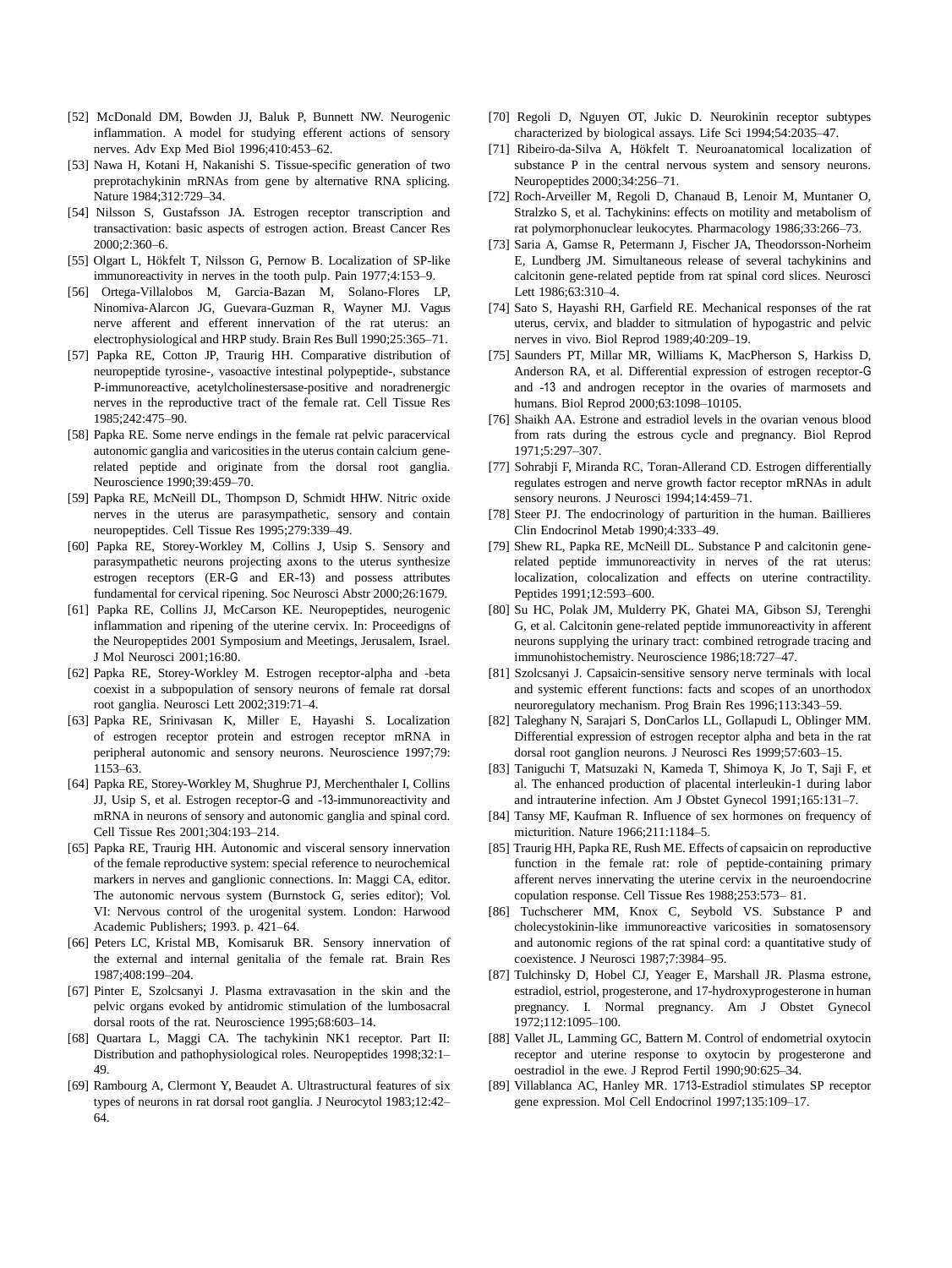[52] McDonald DM, Bowden JJ, Baluk P, Bunnett NW. Neurogenic inflammation. A model for studying efferent actions of sensory nerves. Adv Exp Med Biol 1996;410:453–62.

[53] Nawa H, Kotani H, Nakanishi S. Tissue-specific generation of two preprotachykinin mRNAs from gene by alternative RNA splicing. Nature 1984;312:729–34.

[54] Nilsson S, Gustafsson JA. Estrogen receptor transcription and transactivation: basic aspects of estrogen action. Breast Cancer Res 2000;2:360–6.

[55] Olgart L, Hökfelt T, Nilsson G, Pernow B. Localization of SP-like immunoreactivity in nerves in the tooth pulp. Pain 1977;4:153–9.

[56] Ortega-Villalobos M, Garcia-Bazan M, Solano-Flores LP, Ninomiva-Alarcon JG, Guevara-Guzman R, Wayner MJ. Vagus nerve afferent and efferent innervation of the rat uterus: an electrophysiological and HRP study. Brain Res Bull 1990;25:365–71.

[57] Papka RE, Cotton JP, Traurig HH. Comparative distribution of neuropeptide tyrosine-, vasoactive intestinal polypeptide-, substance P-immunoreactive, acetylcholinestersase-positive and noradrenergic nerves in the reproductive tract of the female rat. Cell Tissue Res 1985;242:475–90.

[58] Papka RE. Some nerve endings in the female rat pelvic paracervical autonomic ganglia and varicosities in the uterus contain calcium gene-related peptide and originate from the dorsal root ganglia. Neuroscience 1990;39:459–70.

[59] Papka RE, McNeill DL, Thompson D, Schmidt HHW. Nitric oxide nerves in the uterus are parasympathetic, sensory and contain neuropeptides. Cell Tissue Res 1995;279:339–49.

[60] Papka RE, Storey-Workley M, Collins J, Usip S. Sensory and parasympathetic neurons projecting axons to the uterus synthesize estrogen receptors (ER-G and ER-13) and possess attributes fundamental for cervical ripening. Soc Neurosci Abstr 2000;26:1679.

[61] Papka RE, Collins JJ, McCarson KE. Neuropeptides, neurogenic inflammation and ripening of the uterine cervix. In: Proceedigns of the Neuropeptides 2001 Symposium and Meetings, Jerusalem, Israel. J Mol Neurosci 2001;16:80.

[62] Papka RE, Storey-Workley M. Estrogen receptor-alpha and -beta coexist in a subpopulation of sensory neurons of female rat dorsal root ganglia. Neurosci Lett 2002;319:71–4.

[63] Papka RE, Srinivasan K, Miller E, Hayashi S. Localization of estrogen receptor protein and estrogen receptor mRNA in peripheral autonomic and sensory neurons. Neuroscience 1997;79: 1153–63.

[64] Papka RE, Storey-Workley M, Shughrue PJ, Merchenthaler I, Collins JJ, Usip S, et al. Estrogen receptor-G and -13-immunoreactivity and mRNA in neurons of sensory and autonomic ganglia and spinal cord. Cell Tissue Res 2001;304:193–214.

[65] Papka RE, Traurig HH. Autonomic and visceral sensory innervation of the female reproductive system: special reference to neurochemical markers in nerves and ganglionic connections. In: Maggi CA, editor. The autonomic nervous system (Burnstock G, series editor); Vol. VI: Nervous control of the urogenital system. London: Harwood Academic Publishers; 1993. p. 421–64.

[66] Peters LC, Kristal MB, Komisaruk BR. Sensory innervation of the external and internal genitalia of the female rat. Brain Res 1987;408:199–204.

[67] Pinter E, Szolcsanyi J. Plasma extravasation in the skin and the pelvic organs evoked by antidromic stimulation of the lumbosacral dorsal roots of the rat. Neuroscience 1995;68:603–14.

[68] Quartara L, Maggi CA. The tachykinin NK1 receptor. Part II: Distribution and pathophysiological roles. Neuropeptides 1998;32:1–49.

[69] Rambourg A, Clermont Y, Beaudet A. Ultrastructural features of six types of neurons in rat dorsal root ganglia. J Neurocytol 1983;12:42–64.

[70] Regoli D, Nguyen OT, Jukic D. Neurokinin receptor subtypes characterized by biological assays. Life Sci 1994;54:2035–47.

[71] Ribeiro-da-Silva A, Hökfelt T. Neuroanatomical localization of substance P in the central nervous system and sensory neurons. Neuropeptides 2000;34:256–71.

[72] Roch-Arveiller M, Regoli D, Chanaud B, Lenoir M, Muntaner O, Stralzko S, et al. Tachykinins: effects on motility and metabolism of rat polymorphonuclear leukocytes. Pharmacology 1986;33:266–73.

[73] Saria A, Gamse R, Petermann J, Fischer JA, Theodorsson-Norheim E, Lundberg JM. Simultaneous release of several tachykinins and calcitonin gene-related peptide from rat spinal cord slices. Neurosci Lett 1986;63:310–4.

[74] Sato S, Hayashi RH, Garfield RE. Mechanical responses of the rat uterus, cervix, and bladder to sitmulation of hypogastric and pelvic nerves in vivo. Biol Reprod 1989;40:209–19.

[75] Saunders PT, Millar MR, Williams K, MacPherson S, Harkiss D, Anderson RA, et al. Differential expression of estrogen receptor-G and -13 and androgen receptor in the ovaries of marmosets and humans. Biol Reprod 2000;63:1098–10105.

[76] Shaikh AA. Estrone and estradiol levels in the ovarian venous blood from rats during the estrous cycle and pregnancy. Biol Reprod 1971;5:297–307.

[77] Sohrabji F, Miranda RC, Toran-Allerand CD. Estrogen differentially regulates estrogen and nerve growth factor receptor mRNAs in adult sensory neurons. J Neurosci 1994;14:459–71.

[78] Steer PJ. The endocrinology of parturition in the human. Baillieres Clin Endocrinol Metab 1990;4:333–49.

[79] Shew RL, Papka RE, McNeill DL. Substance P and calcitonin gene-related peptide immunoreactivity in nerves of the rat uterus: localization, colocalization and effects on uterine contractility. Peptides 1991;12:593–600.

[80] Su HC, Polak JM, Mulderry PK, Ghatei MA, Gibson SJ, Terenghi G, et al. Calcitonin gene-related peptide immunoreactivity in afferent neurons supplying the urinary tract: combined retrograde tracing and immunohistochemistry. Neuroscience 1986;18:727–47.

[81] Szolcsanyi J. Capsaicin-sensitive sensory nerve terminals with local and systemic efferent functions: facts and scopes of an unorthodox neuroregulatory mechanism. Prog Brain Res 1996;113:343–59.

[82] Taleghany N, Sarajari S, DonCarlos LL, Gollapudi L, Oblinger MM. Differential expression of estrogen receptor alpha and beta in the rat dorsal root ganglion neurons. J Neurosci Res 1999;57:603–15.

[83] Taniguchi T, Matsuzaki N, Kameda T, Shimoya K, Jo T, Saji F, et al. The enhanced production of placental interleukin-1 during labor and intrauterine infection. Am J Obstet Gynecol 1991;165:131–7.

[84] Tansy MF, Kaufman R. Influence of sex hormones on frequency of micturition. Nature 1966;211:1184–5.

[85] Traurig HH, Papka RE, Rush ME. Effects of capsaicin on reproductive function in the female rat: role of peptide-containing primary afferent nerves innervating the uterine cervix in the neuroendocrine copulation response. Cell Tissue Res 1988;253:573– 81.

[86] Tuchscherer MM, Knox C, Seybold VS. Substance P and cholecystokinin-like immunoreactive varicosities in somatosensory and autonomic regions of the rat spinal cord: a quantitative study of coexistence. J Neurosci 1987;7:3984–95.

[87] Tulchinsky D, Hobel CJ, Yeager E, Marshall JR. Plasma estrone, estradiol, estriol, progesterone, and 17-hydroxyprogesterone in human pregnancy. I. Normal pregnancy. Am J Obstet Gynecol 1972;112:1095–100.

[88] Vallet JL, Lamming GC, Battern M. Control of endometrial oxytocin receptor and uterine response to oxytocin by progesterone and oestradiol in the ewe. J Reprod Fertil 1990;90:625–34.

[89] Villablanca AC, Hanley MR. 1713-Estradiol stimulates SP receptor gene expression. Mol Cell Endocrinol 1997;135:109–17.